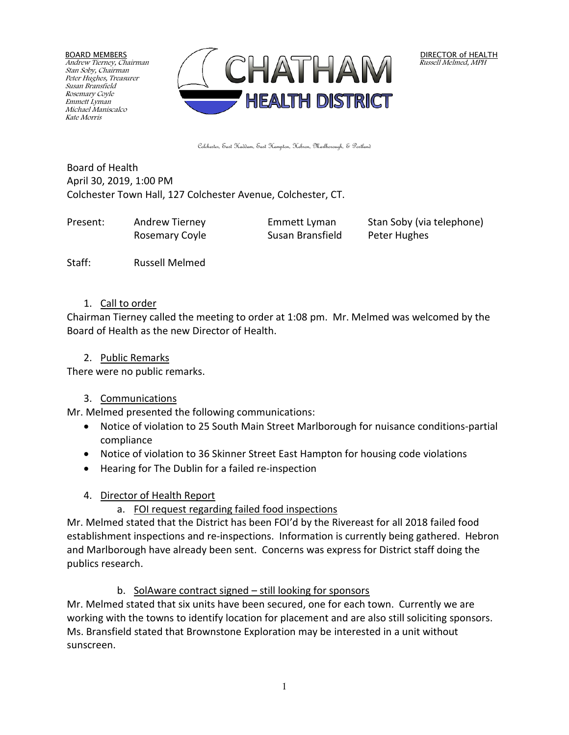BOARD MEMBERS
Andrew Tierney, Chairman
Stan Soby, Chairman
Peter Hughes, Treasurer
Susan Bransfield
Rosemary Coyle
Emmett Lyman
Michael Maniscalco
Kate Morris

**CHATHAM HEALTH DISTRICT**

DIRECTOR of HEALTH
Russell Melmed, MPH

Colchester, East Haddam, East Hampton, Hebron, Marlborough, & Portland

Board of Health
April 30, 2019, 1:00 PM
Colchester Town Hall, 127 Colchester Avenue, Colchester, CT.

| Present: | Andrew Tierney | Emmett Lyman | Stan Soby (via telephone) |
|---|---|---|---|
| | Rosemary Coyle | Susan Bransfield | Peter Hughes |

Staff: Russell Melmed

1. Call to order

Chairman Tierney called the meeting to order at 1:08 pm. Mr. Melmed was welcomed by the Board of Health as the new Director of Health.

2. Public Remarks

There were no public remarks.

3. Communications

Mr. Melmed presented the following communications:

- Notice of violation to 25 South Main Street Marlborough for nuisance conditions-partial compliance
- Notice of violation to 36 Skinner Street East Hampton for housing code violations
- Hearing for The Dublin for a failed re-inspection

4. Director of Health Report

a. FOI request regarding failed food inspections

Mr. Melmed stated that the District has been FOI'd by the Rivereast for all 2018 failed food establishment inspections and re-inspections. Information is currently being gathered. Hebron and Marlborough have already been sent. Concerns was express for District staff doing the publics research.

b. SolAware contract signed – still looking for sponsors

Mr. Melmed stated that six units have been secured, one for each town. Currently we are working with the towns to identify location for placement and are also still soliciting sponsors. Ms. Bransfield stated that Brownstone Exploration may be interested in a unit without sunscreen.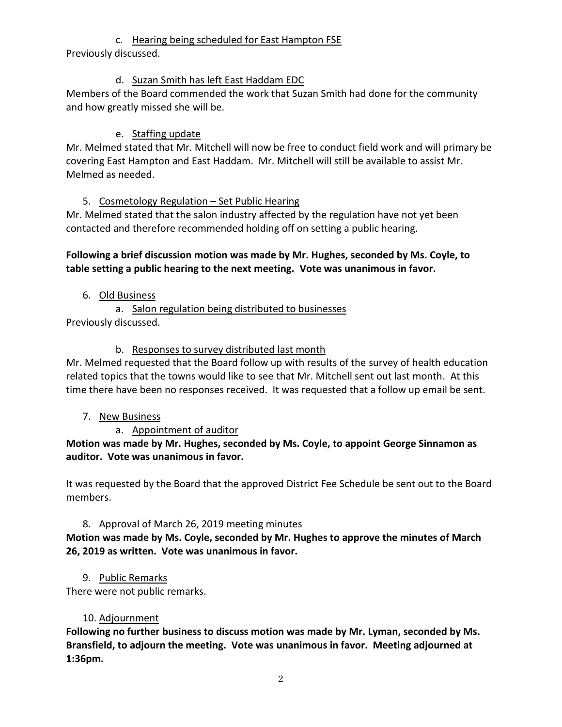c. Hearing being scheduled for East Hampton FSE

Previously discussed.

d. Suzan Smith has left East Haddam EDC

Members of the Board commended the work that Suzan Smith had done for the community and how greatly missed she will be.

e. Staffing update

Mr. Melmed stated that Mr. Mitchell will now be free to conduct field work and will primary be covering East Hampton and East Haddam. Mr. Mitchell will still be available to assist Mr. Melmed as needed.

5. Cosmetology Regulation – Set Public Hearing

Mr. Melmed stated that the salon industry affected by the regulation have not yet been contacted and therefore recommended holding off on setting a public hearing.

**Following a brief discussion motion was made by Mr. Hughes, seconded by Ms. Coyle, to table setting a public hearing to the next meeting. Vote was unanimous in favor.**

6. Old Business

a. Salon regulation being distributed to businesses

Previously discussed.

b. Responses to survey distributed last month

Mr. Melmed requested that the Board follow up with results of the survey of health education related topics that the towns would like to see that Mr. Mitchell sent out last month. At this time there have been no responses received. It was requested that a follow up email be sent.

7. New Business

a. Appointment of auditor

**Motion was made by Mr. Hughes, seconded by Ms. Coyle, to appoint George Sinnamon as auditor. Vote was unanimous in favor.**

It was requested by the Board that the approved District Fee Schedule be sent out to the Board members.

8. Approval of March 26, 2019 meeting minutes

**Motion was made by Ms. Coyle, seconded by Mr. Hughes to approve the minutes of March 26, 2019 as written. Vote was unanimous in favor.**

9. Public Remarks

There were not public remarks.

10. Adjournment

**Following no further business to discuss motion was made by Mr. Lyman, seconded by Ms. Bransfield, to adjourn the meeting. Vote was unanimous in favor. Meeting adjourned at 1:36pm.**